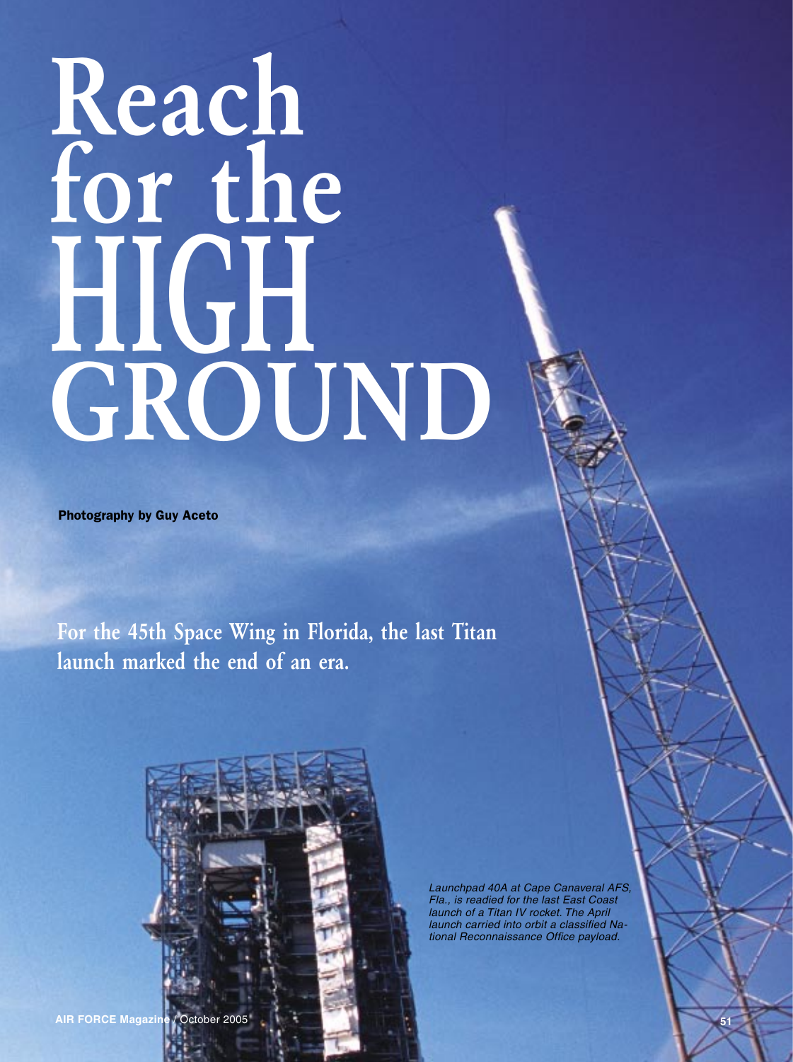# Reach for the HIGH GROUND

**Photography by Guy Aceto**

For the 45th Space Wing in Florida, the last Titan launch marked the end of an era.

*Launchpad 40A at Cape Canaveral AFS, Fla., is readied for the last East Coast launch of a Titan IV rocket. The April launch carried into orbit a classified National Reconnaissance Office payload.*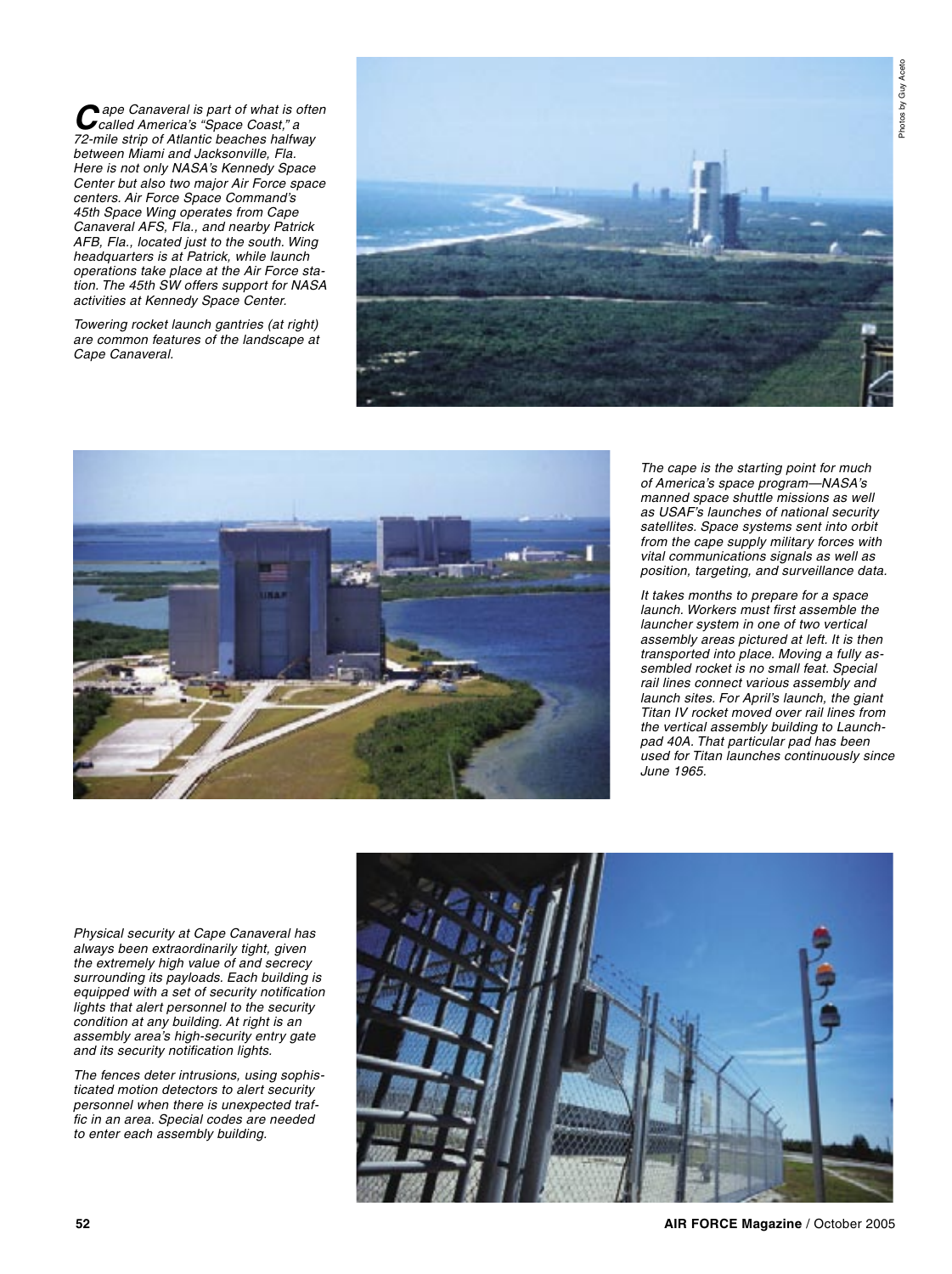*Cape Canaveral is part of what is often called America's "Space Coast," a 72-mile strip of Atlantic beaches halfway between Miami and Jacksonville, Fla. Here is not only NASA's Kennedy Space Center but also two major Air Force space centers. Air Force Space Command's 45th Space Wing operates from Cape Canaveral AFS, Fla., and nearby Patrick AFB, Fla., located just to the south. Wing headquarters is at Patrick, while launch operations take place at the Air Force station. The 45th SW offers support for NASA activities at Kennedy Space Center.*

*Towering rocket launch gantries (at right) are common features of the landscape at Cape Canaveral.*

Photos by Guy Aceto

*The cape is the starting point for much of America's space program—NASA's manned space shuttle missions as well as USAF's launches of national security satellites. Space systems sent into orbit from the cape supply military forces with vital communications signals as well as position, targeting, and surveillance data.*

*It takes months to prepare for a space launch. Workers must first assemble the launcher system in one of two vertical assembly areas pictured at left. It is then transported into place. Moving a fully assembled rocket is no small feat. Special rail lines connect various assembly and launch sites. For April's launch, the giant Titan IV rocket moved over rail lines from the vertical assembly building to Launchpad 40A. That particular pad has been used for Titan launches continuously since June 1965.*

*Physical security at Cape Canaveral has always been extraordinarily tight, given the extremely high value of and secrecy surrounding its payloads. Each building is equipped with a set of security notification lights that alert personnel to the security condition at any building. At right is an assembly area's high-security entry gate and its security notification lights.*

*The fences deter intrusions, using sophisticated motion detectors to alert security personnel when there is unexpected traffic in an area. Special codes are needed to enter each assembly building.*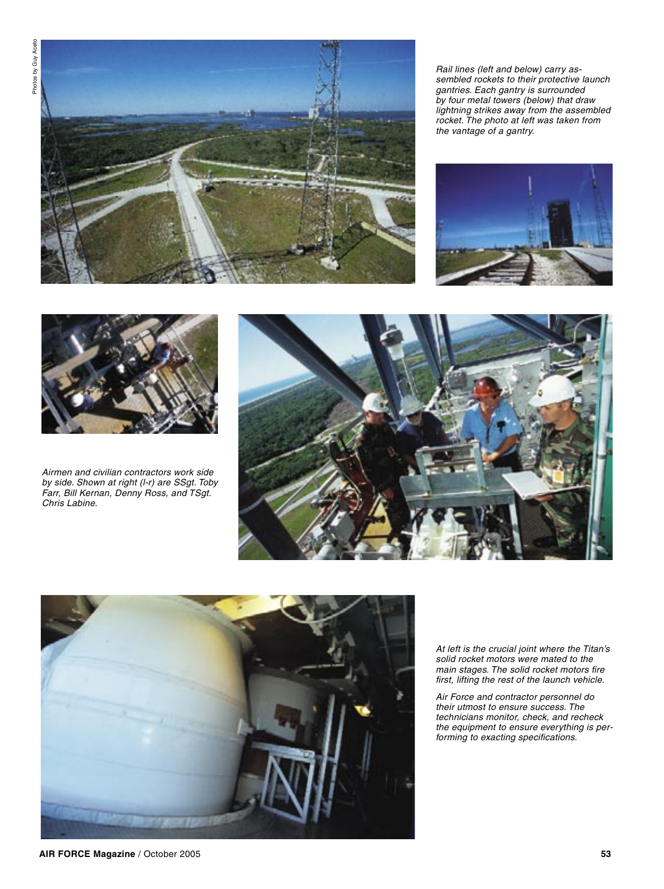Photos by Guy Aceto

*Rail lines (left and below) carry assembled rockets to their protective launch gantries. Each gantry is surrounded by four metal towers (below) that draw lightning strikes away from the assembled rocket. The photo at left was taken from the vantage of a gantry.*

*Airmen and civilian contractors work side by side. Shown at right (l-r) are SSgt. Toby Farr, Bill Kernan, Denny Ross, and TSgt. Chris Labine.*

*At left is the crucial joint where the Titan's solid rocket motors were mated to the main stages. The solid rocket motors fire first, lifting the rest of the launch vehicle.*

*Air Force and contractor personnel do their utmost to ensure success. The technicians monitor, check, and recheck the equipment to ensure everything is performing to exacting specifications.*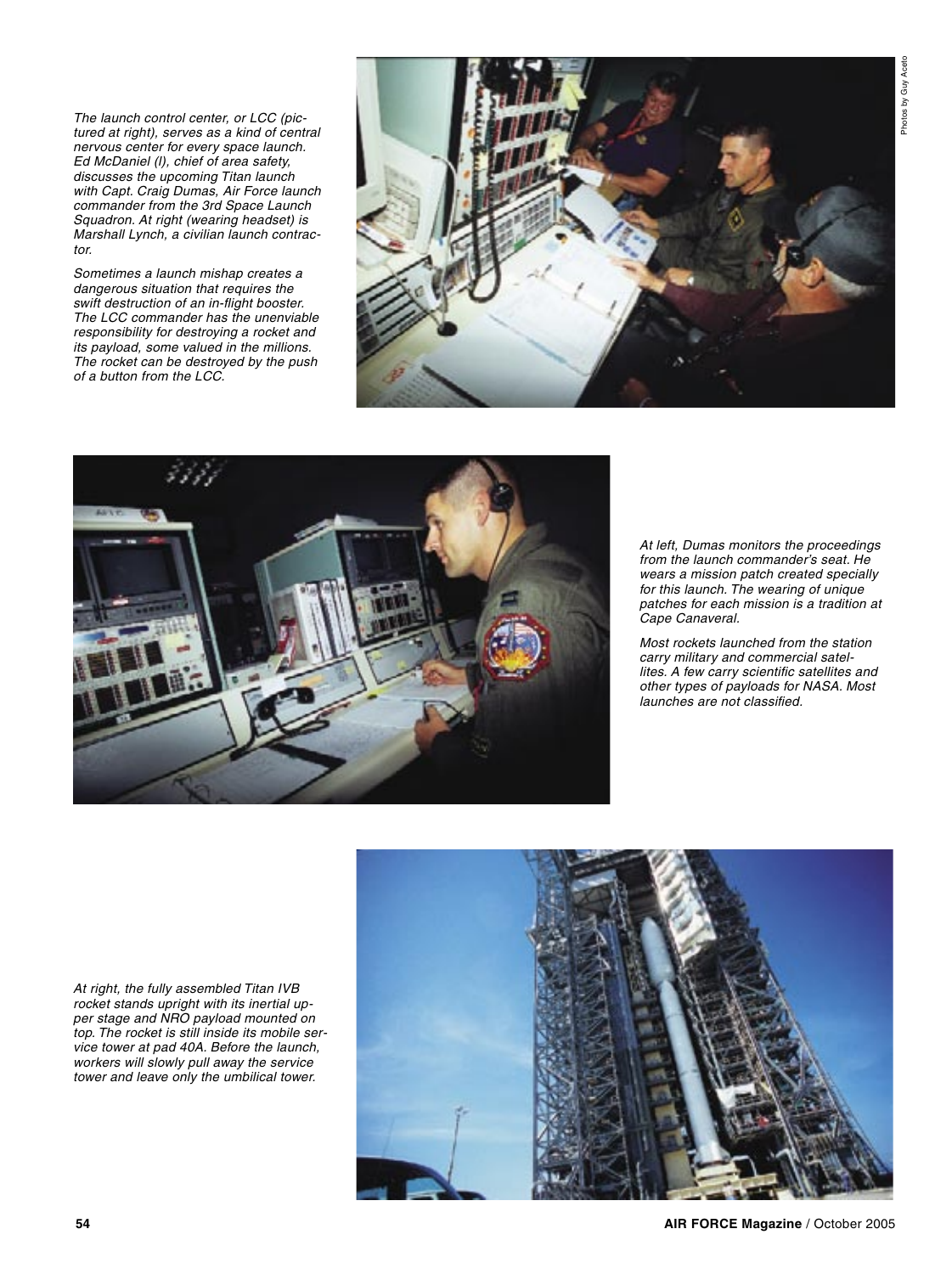*The launch control center, or LCC (pictured at right), serves as a kind of central nervous center for every space launch. Ed McDaniel (l), chief of area safety, discusses the upcoming Titan launch with Capt. Craig Dumas, Air Force launch commander from the 3rd Space Launch Squadron. At right (wearing headset) is Marshall Lynch, a civilian launch contractor.*

*Sometimes a launch mishap creates a dangerous situation that requires the swift destruction of an in-flight booster. The LCC commander has the unenviable responsibility for destroying a rocket and its payload, some valued in the millions. The rocket can be destroyed by the push of a button from the LCC.*

Photos by Guy Aceto

*At left, Dumas monitors the proceedings from the launch commander's seat. He wears a mission patch created specially for this launch. The wearing of unique patches for each mission is a tradition at Cape Canaveral.*

*Most rockets launched from the station carry military and commercial satellites. A few carry scientific satellites and other types of payloads for NASA. Most launches are not classified.*

*At right, the fully assembled Titan IVB rocket stands upright with its inertial upper stage and NRO payload mounted on top. The rocket is still inside its mobile service tower at pad 40A. Before the launch, workers will slowly pull away the service tower and leave only the umbilical tower.*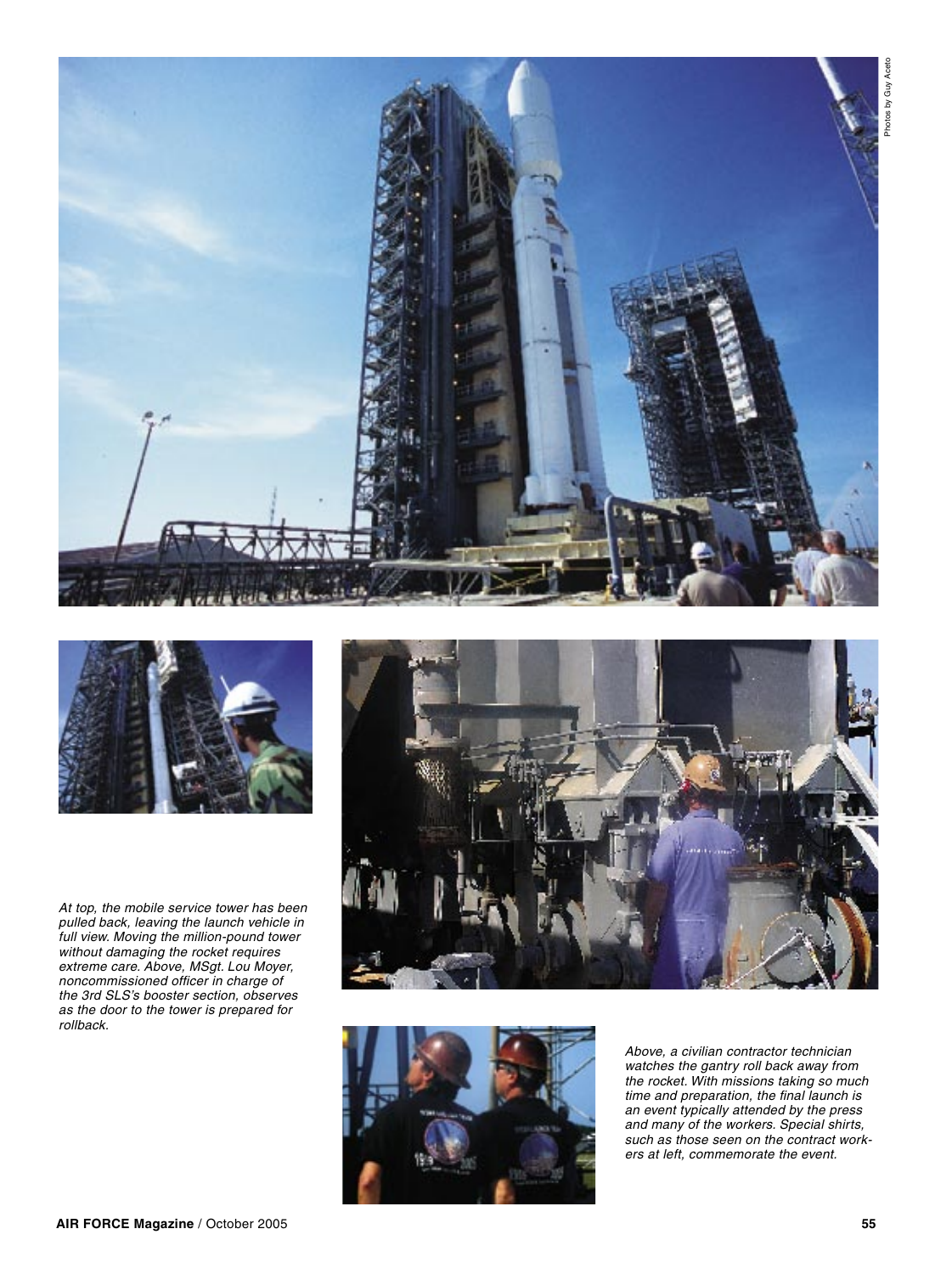Photos by Guy Aceto

At top, the mobile service tower has been pulled back, leaving the launch vehicle in full view. Moving the million-pound tower without damaging the rocket requires extreme care. Above, MSgt. Lou Moyer, noncommissioned officer in charge of the 3rd SLS's booster section, observes as the door to the tower is prepared for rollback.

Above, a civilian contractor technician watches the gantry roll back away from the rocket. With missions taking so much time and preparation, the final launch is an event typically attended by the press and many of the workers. Special shirts, such as those seen on the contract workers at left, commemorate the event.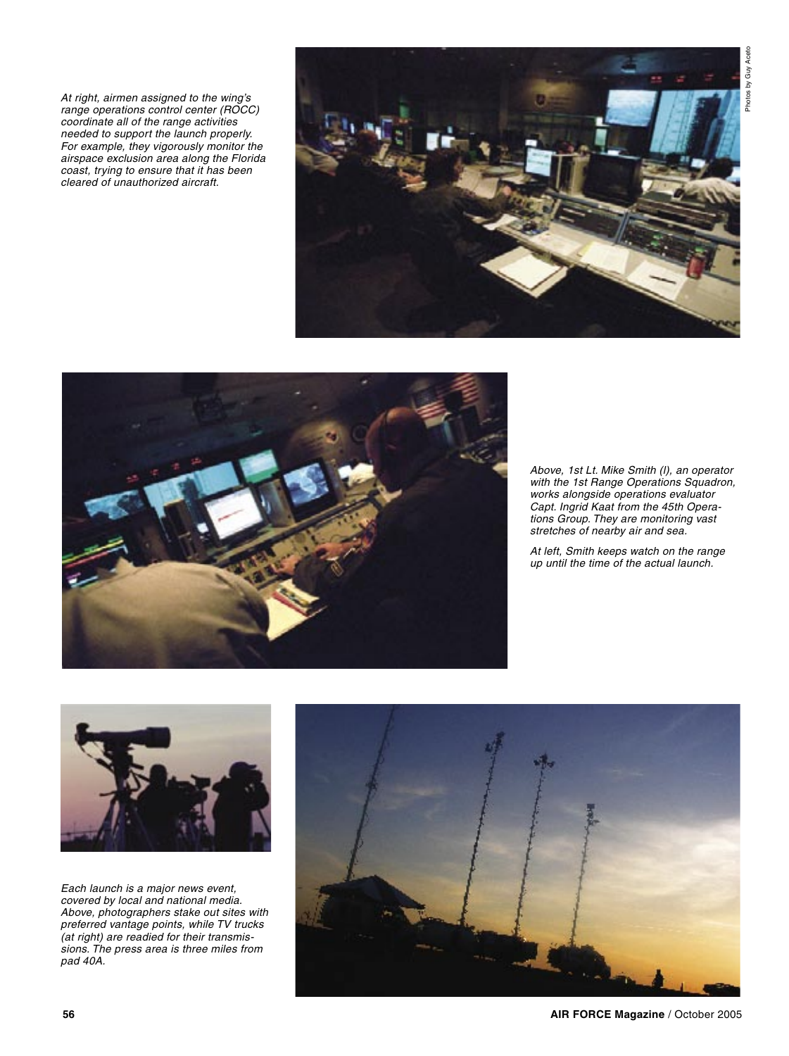Photos by Guy Aceto

*At right, airmen assigned to the wing's range operations control center (ROCC) coordinate all of the range activities needed to support the launch properly. For example, they vigorously monitor the airspace exclusion area along the Florida coast, trying to ensure that it has been cleared of unauthorized aircraft.*

*Above, 1st Lt. Mike Smith (l), an operator with the 1st Range Operations Squadron, works alongside operations evaluator Capt. Ingrid Kaat from the 45th Operations Group. They are monitoring vast stretches of nearby air and sea.*

*At left, Smith keeps watch on the range up until the time of the actual launch.*

*Each launch is a major news event, covered by local and national media. Above, photographers stake out sites with preferred vantage points, while TV trucks (at right) are readied for their transmissions. The press area is three miles from pad 40A.*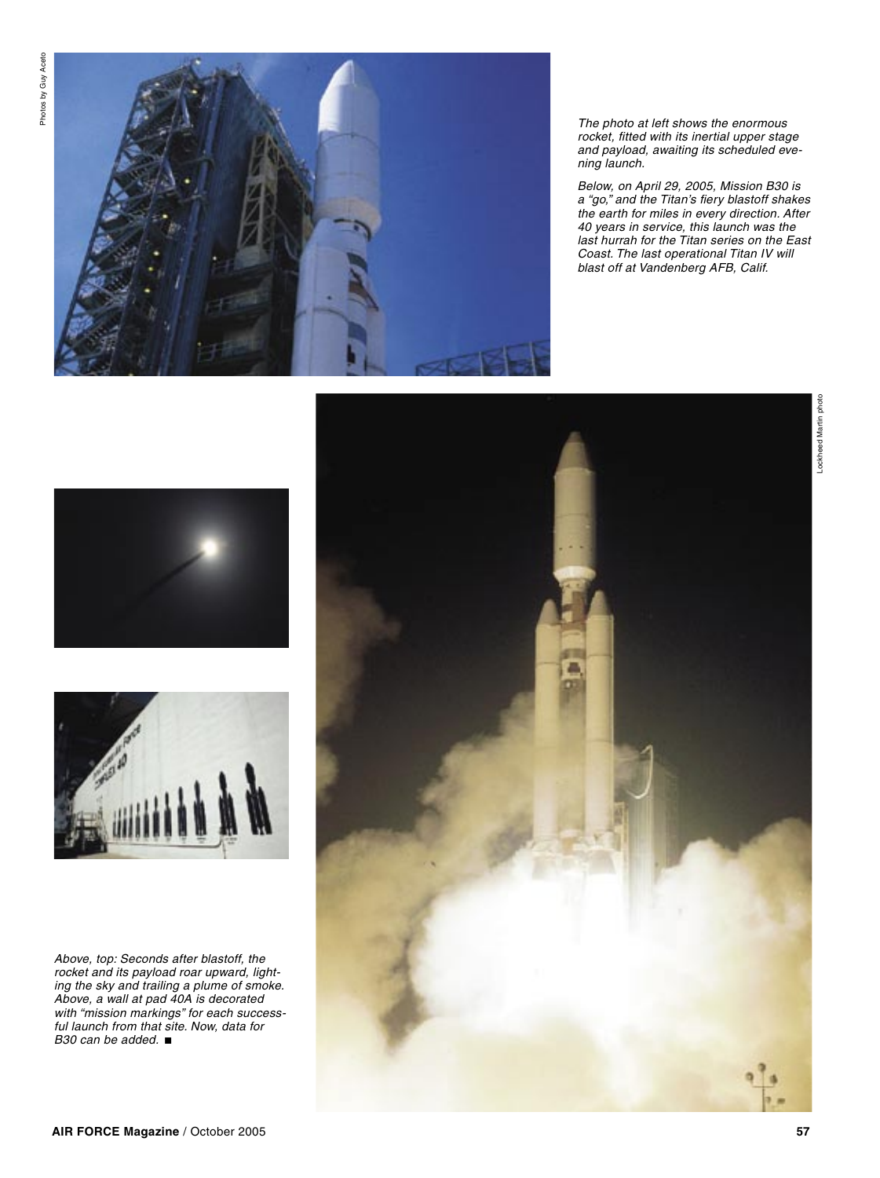Photos by Guy Aceto

The photo at left shows the enormous rocket, fitted with its inertial upper stage and payload, awaiting its scheduled evening launch.

Below, on April 29, 2005, Mission B30 is a "go," and the Titan's fiery blastoff shakes the earth for miles in every direction. After 40 years in service, this launch was the last hurrah for the Titan series on the East Coast. The last operational Titan IV will blast off at Vandenberg AFB, Calif.

Lockheed Martin photo

Above, top: Seconds after blastoff, the rocket and its payload roar upward, lighting the sky and trailing a plume of smoke. Above, a wall at pad 40A is decorated with "mission markings" for each successful launch from that site. Now, data for B30 can be added. ■